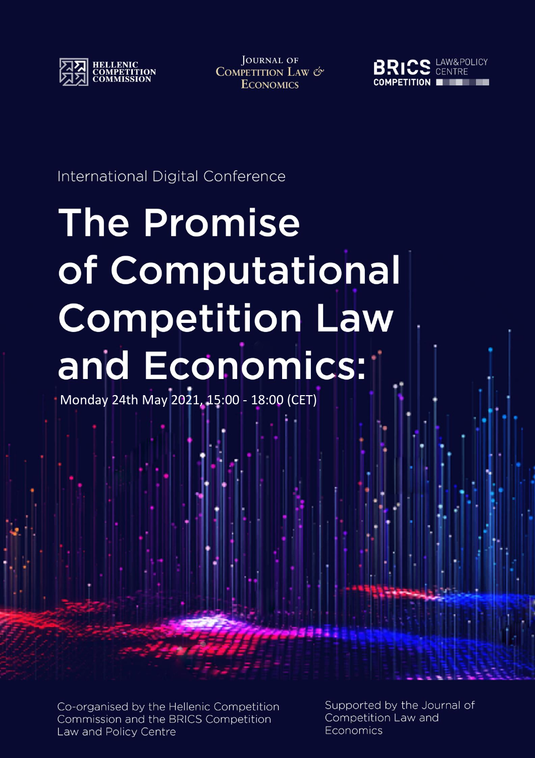HELLENIC COMPETITION COMMISSION

JOURNAL OF COMPETITION LAW & ECONOMICS

BRICS COMPETITION LAW&POLICY CENTRE

International Digital Conference

# The Promise of Computational Competition Law and Economics:

Monday 24th May 2021, 15:00 - 18:00 (CET)

Co-organised by the Hellenic Competition Commission and the BRICS Competition Law and Policy Centre

Supported by the Journal of Competition Law and Economics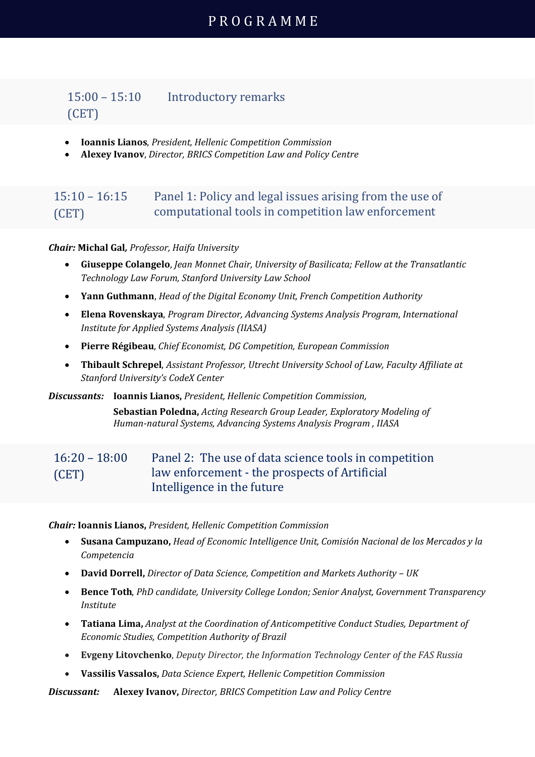# PROGRAMME

## 15:00 – 15:10 (CET) Introductory remarks

- **Ioannis Lianos**, *President, Hellenic Competition Commission*
- **Alexey Ivanov**, *Director, BRICS Competition Law and Policy Centre*

## 15:10 – 16:15 (CET) Panel 1: Policy and legal issues arising from the use of computational tools in competition law enforcement

***Chair:*** **Michal Gal,** *Professor, Haifa University*

- **Giuseppe Colangelo**, *Jean Monnet Chair, University of Basilicata; Fellow at the Transatlantic Technology Law Forum, Stanford University Law School*
- **Yann Guthmann**, *Head of the Digital Economy Unit, French Competition Authority*
- **Elena Rovenskaya**, *Program Director, Advancing Systems Analysis Program, International Institute for Applied Systems Analysis (IIASA)*
- **Pierre Régibeau**, *Chief Economist, DG Competition, European Commission*
- **Thibault Schrepel**, *Assistant Professor, Utrecht University School of Law, Faculty Affiliate at Stanford University's CodeX Center*

***Discussants:*** **Ioannis Lianos,** *President, Hellenic Competition Commission,*
**Sebastian Poledna,** *Acting Research Group Leader, Exploratory Modeling of Human-natural Systems, Advancing Systems Analysis Program , IIASA*

## 16:20 – 18:00 (CET) Panel 2: The use of data science tools in competition law enforcement - the prospects of Artificial Intelligence in the future

***Chair:*** **Ioannis Lianos,** *President, Hellenic Competition Commission*

- **Susana Campuzano,** *Head of Economic Intelligence Unit, Comisión Nacional de los Mercados y la Competencia*
- **David Dorrell,** *Director of Data Science, Competition and Markets Authority – UK*
- **Bence Toth**, *PhD candidate, University College London; Senior Analyst, Government Transparency Institute*
- **Tatiana Lima,** *Analyst at the Coordination of Anticompetitive Conduct Studies, Department of Economic Studies, Competition Authority of Brazil*
- **Evgeny Litovchenko**, *Deputy Director, the Information Technology Center of the FAS Russia*
- **Vassilis Vassalos,** *Data Science Expert, Hellenic Competition Commission*

***Discussant:*** **Alexey Ivanov,** *Director, BRICS Competition Law and Policy Centre*